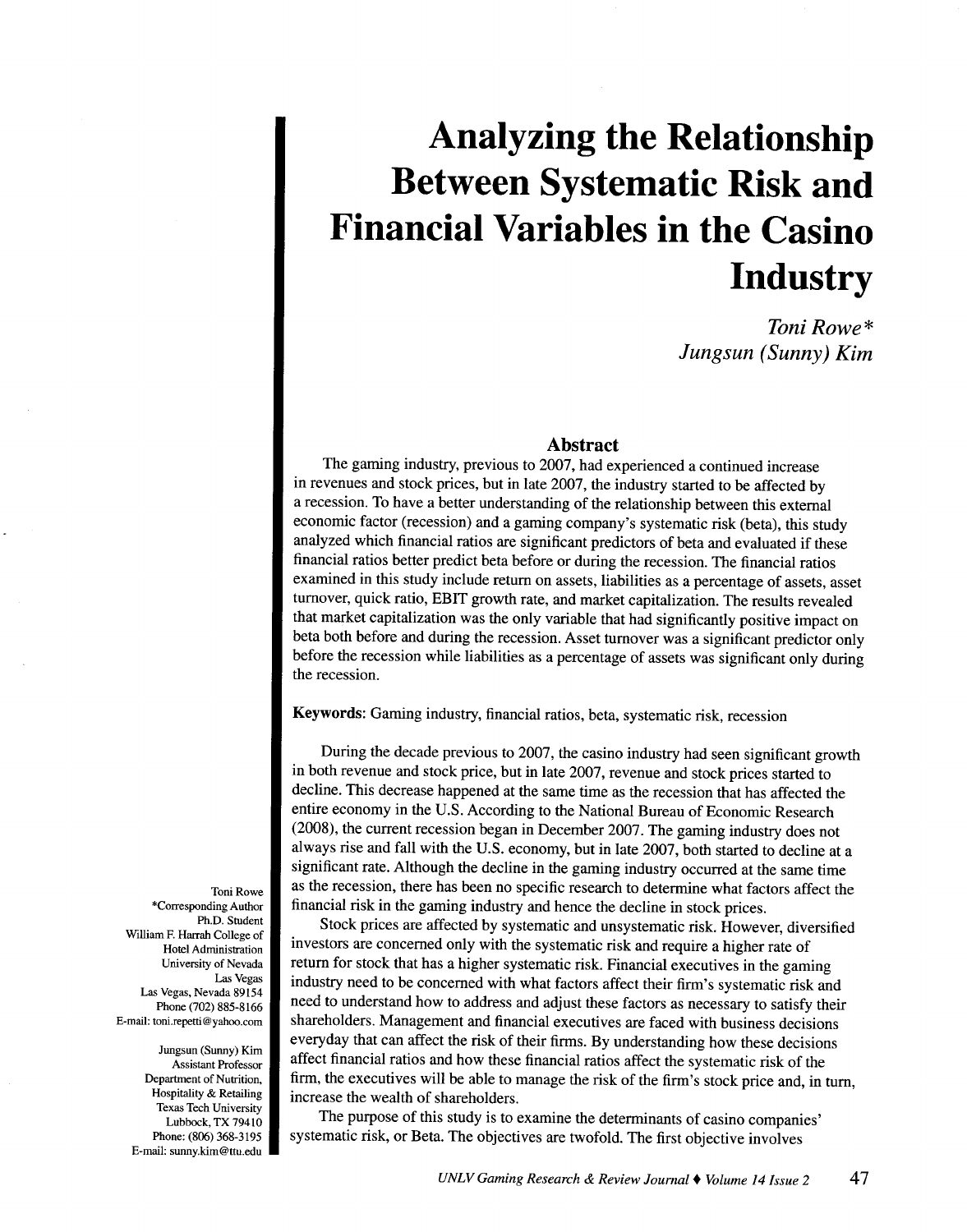# Analyzing the Relationship Between Systematic Risk and Financial Variables in the Casino Industry

*Toni Rowe**
*Jungsun (Sunny) Kim*

## Abstract

The gaming industry, previous to 2007, had experienced a continued increase in revenues and stock prices, but in late 2007, the industry started to be affected by a recession. To have a better understanding of the relationship between this external economic factor (recession) and a gaming company's systematic risk (beta), this study analyzed which financial ratios are significant predictors of beta and evaluated if these financial ratios better predict beta before or during the recession. The financial ratios examined in this study include return on assets, liabilities as a percentage of assets, asset turnover, quick ratio, EBIT growth rate, and market capitalization. The results revealed that market capitalization was the only variable that had significantly positive impact on beta both before and during the recession. Asset turnover was a significant predictor only before the recession while liabilities as a percentage of assets was significant only during the recession.

**Keywords:** Gaming industry, financial ratios, beta, systematic risk, recession

During the decade previous to 2007, the casino industry had seen significant growth in both revenue and stock price, but in late 2007, revenue and stock prices started to decline. This decrease happened at the same time as the recession that has affected the entire economy in the U.S. According to the National Bureau of Economic Research (2008), the current recession began in December 2007. The gaming industry does not always rise and fall with the U.S. economy, but in late 2007, both started to decline at a significant rate. Although the decline in the gaming industry occurred at the same time as the recession, there has been no specific research to determine what factors affect the financial risk in the gaming industry and hence the decline in stock prices.

Stock prices are affected by systematic and unsystematic risk. However, diversified investors are concerned only with the systematic risk and require a higher rate of return for stock that has a higher systematic risk. Financial executives in the gaming industry need to be concerned with what factors affect their firm's systematic risk and need to understand how to address and adjust these factors as necessary to satisfy their shareholders. Management and financial executives are faced with business decisions everyday that can affect the risk of their firms. By understanding how these decisions affect financial ratios and how these financial ratios affect the systematic risk of the firm, the executives will be able to manage the risk of the firm's stock price and, in turn, increase the wealth of shareholders.

The purpose of this study is to examine the determinants of casino companies' systematic risk, or Beta. The objectives are twofold. The first objective involves

Toni Rowe
*Corresponding Author
Ph.D. Student
William F. Harrah College of Hotel Administration
University of Nevada Las Vegas
Las Vegas, Nevada 89154
Phone (702) 885-8166
E-mail: toni.repetti@yahoo.com

Jungsun (Sunny) Kim
Assistant Professor
Department of Nutrition, Hospitality & Retailing
Texas Tech University
Lubbock, TX 79410
Phone: (806) 368-3195
E-mail: sunny.kim@ttu.edu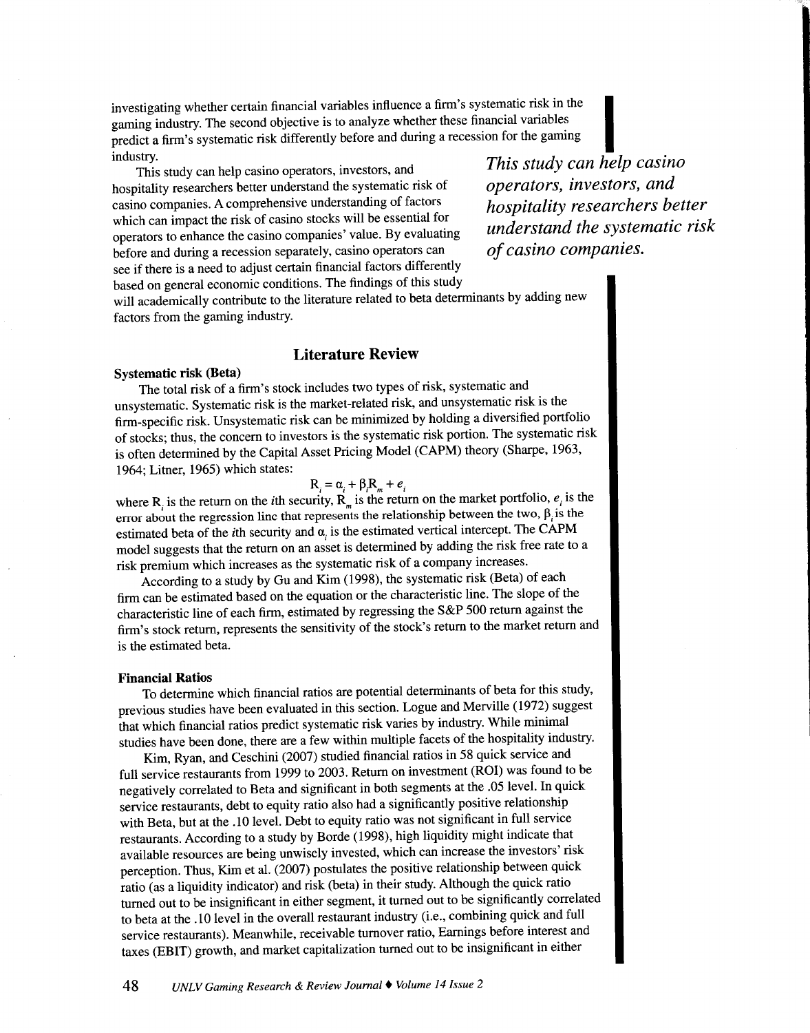investigating whether certain financial variables influence a firm's systematic risk in the gaming industry. The second objective is to analyze whether these financial variables predict a firm's systematic risk differently before and during a recession for the gaming industry.

This study can help casino operators, investors, and hospitality researchers better understand the systematic risk of casino companies. A comprehensive understanding of factors which can impact the risk of casino stocks will be essential for operators to enhance the casino companies' value. By evaluating before and during a recession separately, casino operators can see if there is a need to adjust certain financial factors differently based on general economic conditions. The findings of this study will academically contribute to the literature related to beta determinants by adding new factors from the gaming industry.

*This study can help casino operators, investors, and hospitality researchers better understand the systematic risk of casino companies.*

## Literature Review

### Systematic risk (Beta)

The total risk of a firm's stock includes two types of risk, systematic and unsystematic. Systematic risk is the market-related risk, and unsystematic risk is the firm-specific risk. Unsystematic risk can be minimized by holding a diversified portfolio of stocks; thus, the concern to investors is the systematic risk portion. The systematic risk is often determined by the Capital Asset Pricing Model (CAPM) theory (Sharpe, 1963, 1964; Litner, 1965) which states:

$$R_i = \alpha_i + \beta_i R_m + e_i$$

where $R_i$ is the return on the $i$th security, $R_m$ is the return on the market portfolio, $e_i$ is the error about the regression line that represents the relationship between the two, $\beta_i$ is the estimated beta of the $i$th security and $\alpha_i$ is the estimated vertical intercept. The CAPM model suggests that the return on an asset is determined by adding the risk free rate to a risk premium which increases as the systematic risk of a company increases.

According to a study by Gu and Kim (1998), the systematic risk (Beta) of each firm can be estimated based on the equation or the characteristic line. The slope of the characteristic line of each firm, estimated by regressing the S&P 500 return against the firm's stock return, represents the sensitivity of the stock's return to the market return and is the estimated beta.

### Financial Ratios

To determine which financial ratios are potential determinants of beta for this study, previous studies have been evaluated in this section. Logue and Merville (1972) suggest that which financial ratios predict systematic risk varies by industry. While minimal studies have been done, there are a few within multiple facets of the hospitality industry.

Kim, Ryan, and Ceschini (2007) studied financial ratios in 58 quick service and full service restaurants from 1999 to 2003. Return on investment (ROI) was found to be negatively correlated to Beta and significant in both segments at the .05 level. In quick service restaurants, debt to equity ratio also had a significantly positive relationship with Beta, but at the .10 level. Debt to equity ratio was not significant in full service restaurants. According to a study by Borde (1998), high liquidity might indicate that available resources are being unwisely invested, which can increase the investors' risk perception. Thus, Kim et al. (2007) postulates the positive relationship between quick ratio (as a liquidity indicator) and risk (beta) in their study. Although the quick ratio turned out to be insignificant in either segment, it turned out to be significantly correlated to beta at the .10 level in the overall restaurant industry (i.e., combining quick and full service restaurants). Meanwhile, receivable turnover ratio, Earnings before interest and taxes (EBIT) growth, and market capitalization turned out to be insignificant in either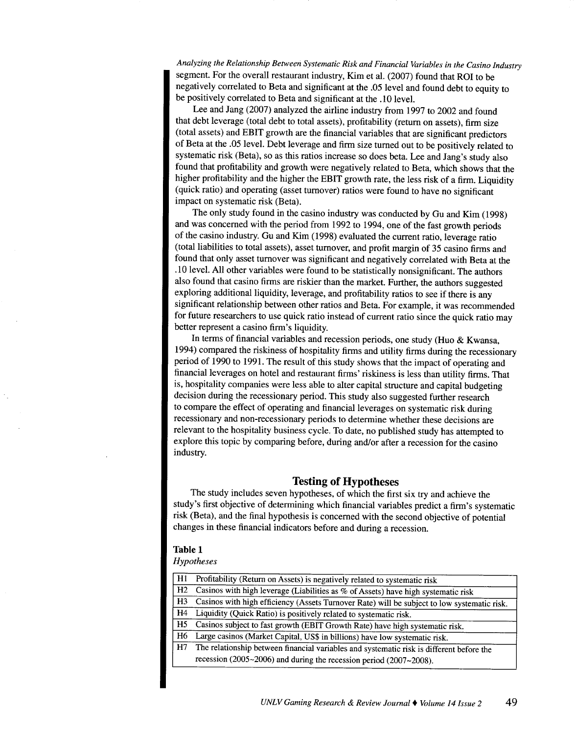segment. For the overall restaurant industry, Kim et al. (2007) found that ROI to be negatively correlated to Beta and significant at the .05 level and found debt to equity to be positively correlated to Beta and significant at the .10 level.

Lee and Jang (2007) analyzed the airline industry from 1997 to 2002 and found that debt leverage (total debt to total assets), profitability (return on assets), firm size (total assets) and EBIT growth are the financial variables that are significant predictors of Beta at the .05 level. Debt leverage and firm size turned out to be positively related to systematic risk (Beta), so as this ratios increase so does beta. Lee and Jang's study also found that profitability and growth were negatively related to Beta, which shows that the higher profitability and the higher the EBIT growth rate, the less risk of a firm. Liquidity (quick ratio) and operating (asset turnover) ratios were found to have no significant impact on systematic risk (Beta).

The only study found in the casino industry was conducted by Gu and Kim (1998) and was concerned with the period from 1992 to 1994, one of the fast growth periods of the casino industry. Gu and Kim (1998) evaluated the current ratio, leverage ratio (total liabilities to total assets), asset turnover, and profit margin of 35 casino firms and found that only asset turnover was significant and negatively correlated with Beta at the .10 level. All other variables were found to be statistically nonsignificant. The authors also found that casino firms are riskier than the market. Further, the authors suggested exploring additional liquidity, leverage, and profitability ratios to see if there is any significant relationship between other ratios and Beta. For example, it was recommended for future researchers to use quick ratio instead of current ratio since the quick ratio may better represent a casino firm's liquidity.

In terms of financial variables and recession periods, one study (Huo & Kwansa, 1994) compared the riskiness of hospitality firms and utility firms during the recessionary period of 1990 to 1991. The result of this study shows that the impact of operating and financial leverages on hotel and restaurant firms' riskiness is less than utility firms. That is, hospitality companies were less able to alter capital structure and capital budgeting decision during the recessionary period. This study also suggested further research to compare the effect of operating and financial leverages on systematic risk during recessionary and non-recessionary periods to determine whether these decisions are relevant to the hospitality business cycle. To date, no published study has attempted to explore this topic by comparing before, during and/or after a recession for the casino industry.

## Testing of Hypotheses

The study includes seven hypotheses, of which the first six try and achieve the study's first objective of determining which financial variables predict a firm's systematic risk (Beta), and the final hypothesis is concerned with the second objective of potential changes in these financial indicators before and during a recession.

**Table 1**
*Hypotheses*

| | |
|---|---|
| H1 | Profitability (Return on Assets) is negatively related to systematic risk |
| H2 | Casinos with high leverage (Liabilities as % of Assets) have high systematic risk |
| H3 | Casinos with high efficiency (Assets Turnover Rate) will be subject to low systematic risk. |
| H4 | Liquidity (Quick Ratio) is positively related to systematic risk. |
| H5 | Casinos subject to fast growth (EBIT Growth Rate) have high systematic risk. |
| H6 | Large casinos (Market Capital, US$ in billions) have low systematic risk. |
| H7 | The relationship between financial variables and systematic risk is different before the recession (2005~2006) and during the recession period (2007~2008). |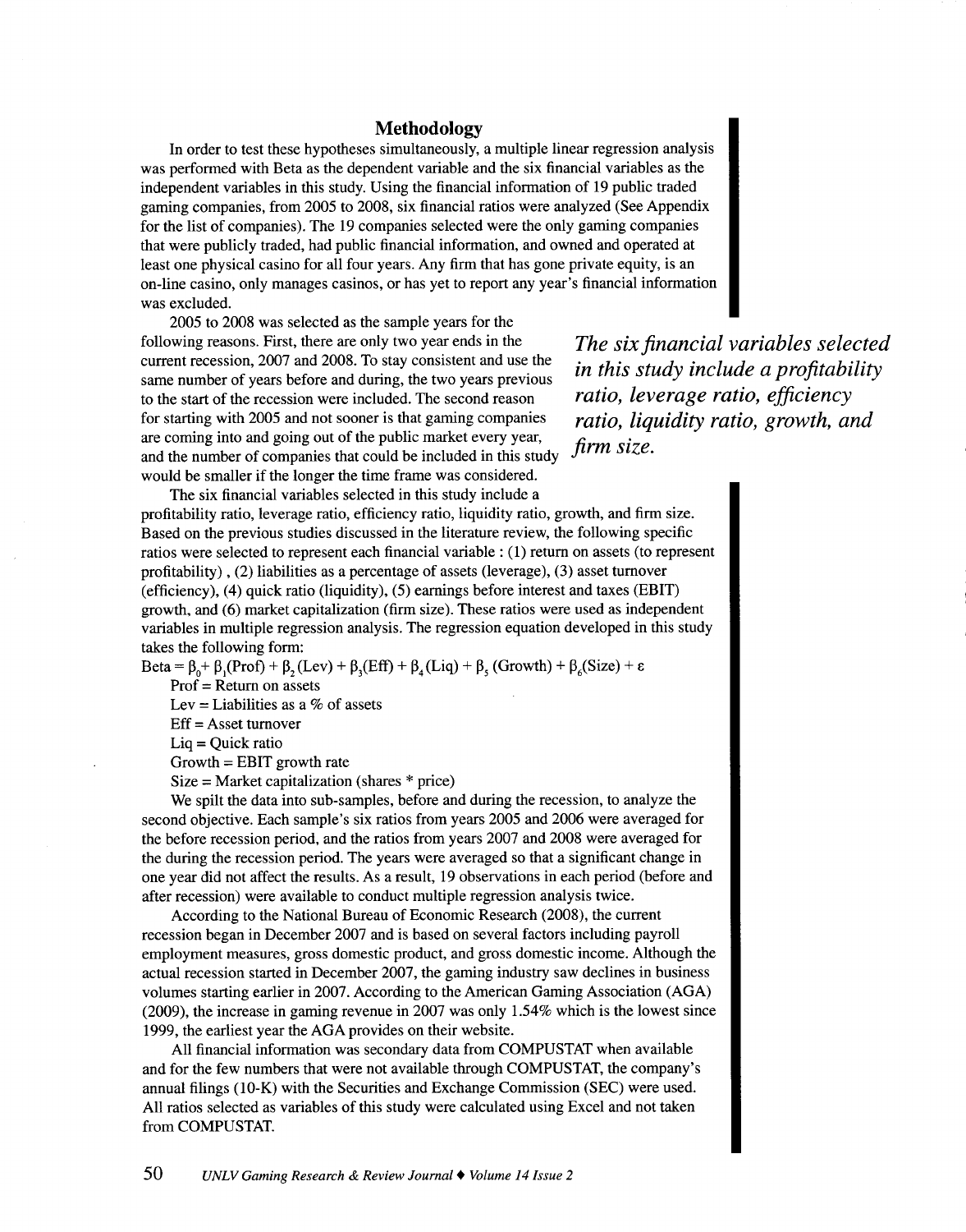## Methodology

In order to test these hypotheses simultaneously, a multiple linear regression analysis was performed with Beta as the dependent variable and the six financial variables as the independent variables in this study. Using the financial information of 19 public traded gaming companies, from 2005 to 2008, six financial ratios were analyzed (See Appendix for the list of companies). The 19 companies selected were the only gaming companies that were publicly traded, had public financial information, and owned and operated at least one physical casino for all four years. Any firm that has gone private equity, is an on-line casino, only manages casinos, or has yet to report any year's financial information was excluded.

2005 to 2008 was selected as the sample years for the following reasons. First, there are only two year ends in the current recession, 2007 and 2008. To stay consistent and use the same number of years before and during, the two years previous to the start of the recession were included. The second reason for starting with 2005 and not sooner is that gaming companies are coming into and going out of the public market every year, and the number of companies that could be included in this study would be smaller if the longer the time frame was considered.

*The six financial variables selected in this study include a profitability ratio, leverage ratio, efficiency ratio, liquidity ratio, growth, and firm size.*

The six financial variables selected in this study include a profitability ratio, leverage ratio, efficiency ratio, liquidity ratio, growth, and firm size. Based on the previous studies discussed in the literature review, the following specific ratios were selected to represent each financial variable : (1) return on assets (to represent profitability) , (2) liabilities as a percentage of assets (leverage), (3) asset turnover (efficiency), (4) quick ratio (liquidity), (5) earnings before interest and taxes (EBIT) growth, and (6) market capitalization (firm size). These ratios were used as independent variables in multiple regression analysis. The regression equation developed in this study takes the following form:

$$\text{Beta} = \beta_0 + \beta_1(\text{Prof}) + \beta_2(\text{Lev}) + \beta_3(\text{Eff}) + \beta_4(\text{Liq}) + \beta_5(\text{Growth}) + \beta_6(\text{Size}) + \varepsilon$$

Prof = Return on assets

Lev = Liabilities as a % of assets

Eff = Asset turnover

Liq = Quick ratio

Growth = EBIT growth rate

Size = Market capitalization (shares * price)

We spilt the data into sub-samples, before and during the recession, to analyze the second objective. Each sample's six ratios from years 2005 and 2006 were averaged for the before recession period, and the ratios from years 2007 and 2008 were averaged for the during the recession period. The years were averaged so that a significant change in one year did not affect the results. As a result, 19 observations in each period (before and after recession) were available to conduct multiple regression analysis twice.

According to the National Bureau of Economic Research (2008), the current recession began in December 2007 and is based on several factors including payroll employment measures, gross domestic product, and gross domestic income. Although the actual recession started in December 2007, the gaming industry saw declines in business volumes starting earlier in 2007. According to the American Gaming Association (AGA) (2009), the increase in gaming revenue in 2007 was only 1.54% which is the lowest since 1999, the earliest year the AGA provides on their website.

All financial information was secondary data from COMPUSTAT when available and for the few numbers that were not available through COMPUSTAT, the company's annual filings (10-K) with the Securities and Exchange Commission (SEC) were used. All ratios selected as variables of this study were calculated using Excel and not taken from COMPUSTAT.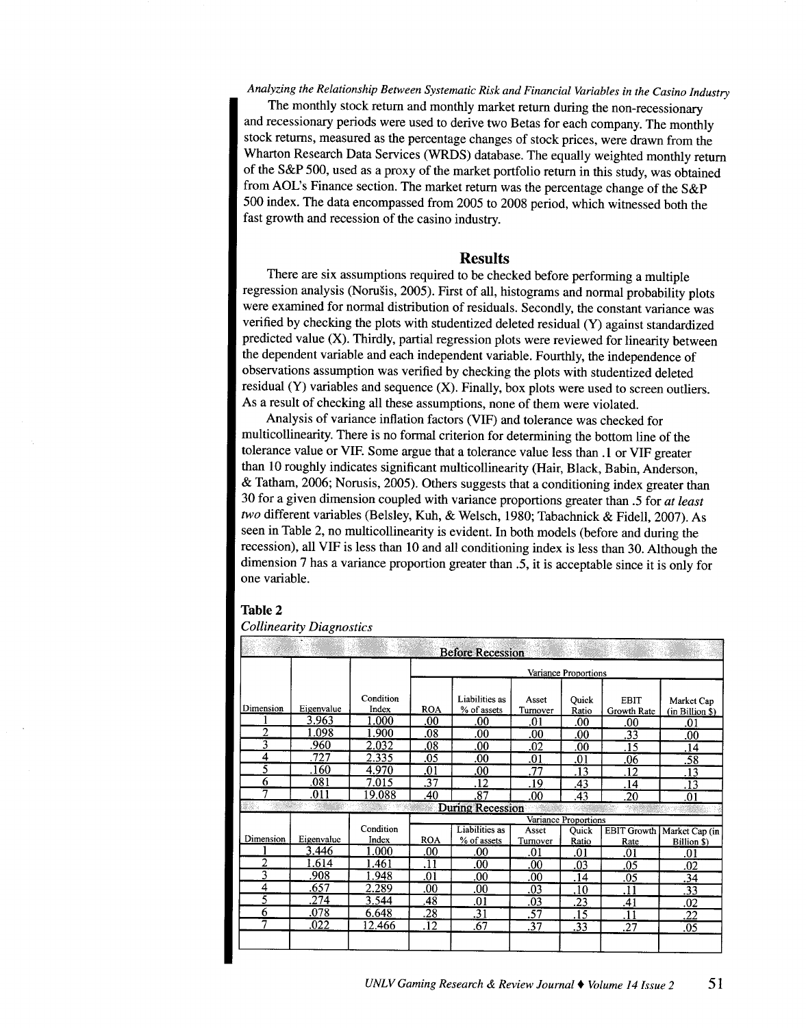The monthly stock return and monthly market return during the non-recessionary and recessionary periods were used to derive two Betas for each company. The monthly stock returns, measured as the percentage changes of stock prices, were drawn from the Wharton Research Data Services (WRDS) database. The equally weighted monthly return of the S&P 500, used as a proxy of the market portfolio return in this study, was obtained from AOL's Finance section. The market return was the percentage change of the S&P 500 index. The data encompassed from 2005 to 2008 period, which witnessed both the fast growth and recession of the casino industry.

## Results

There are six assumptions required to be checked before performing a multiple regression analysis (Norušis, 2005). First of all, histograms and normal probability plots were examined for normal distribution of residuals. Secondly, the constant variance was verified by checking the plots with studentized deleted residual (Y) against standardized predicted value (X). Thirdly, partial regression plots were reviewed for linearity between the dependent variable and each independent variable. Fourthly, the independence of observations assumption was verified by checking the plots with studentized deleted residual (Y) variables and sequence (X). Finally, box plots were used to screen outliers. As a result of checking all these assumptions, none of them were violated.

Analysis of variance inflation factors (VIF) and tolerance was checked for multicollinearity. There is no formal criterion for determining the bottom line of the tolerance value or VIF. Some argue that a tolerance value less than .1 or VIF greater than 10 roughly indicates significant multicollinearity (Hair, Black, Babin, Anderson, & Tatham, 2006; Norusis, 2005). Others suggests that a conditioning index greater than 30 for a given dimension coupled with variance proportions greater than .5 for *at least two* different variables (Belsley, Kuh, & Welsch, 1980; Tabachnick & Fidell, 2007). As seen in Table 2, no multicollinearity is evident. In both models (before and during the recession), all VIF is less than 10 and all conditioning index is less than 30. Although the dimension 7 has a variance proportion greater than .5, it is acceptable since it is only for one variable.

**Table 2**

*Collinearity Diagnostics*

| Before Recession | | | | | | | | |
|---|---|---|---|---|---|---|---|---|
| | | | Variance Proportions | | | | | |
| Dimension | Eigenvalue | Condition Index | ROA | Liabilities as % of assets | Asset Turnover | Quick Ratio | EBIT Growth Rate | Market Cap (in Billion $) |
| 1 | 3.963 | 1.000 | .00 | .00 | .01 | .00 | .00 | .01 |
| 2 | 1.098 | 1.900 | .08 | .00 | .00 | .00 | .33 | .00 |
| 3 | .960 | 2.032 | .08 | .00 | .02 | .00 | .15 | .14 |
| 4 | .727 | 2.335 | .05 | .00 | .01 | .01 | .06 | .58 |
| 5 | .160 | 4.970 | .01 | .00 | .77 | .13 | .12 | .13 |
| 6 | .081 | 7.015 | .37 | .12 | .19 | .43 | .14 | .13 |
| 7 | .011 | 19.088 | .40 | .87 | .00 | .43 | .20 | .01 |
| **During Recession** | | | | | | | | |
| | | | Variance Proportions | | | | | |
| Dimension | Eigenvalue | Condition Index | ROA | Liabilities as % of assets | Asset Turnover | Quick Ratio | EBIT Growth Rate | Market Cap (in Billion $) |
| 1 | 3.446 | 1.000 | .00 | .00 | .01 | .01 | .01 | .01 |
| 2 | 1.614 | 1.461 | .11 | .00 | .00 | .03 | .05 | .02 |
| 3 | .908 | 1.948 | .01 | .00 | .00 | .14 | .05 | .34 |
| 4 | .657 | 2.289 | .00 | .00 | .03 | .10 | .11 | .33 |
| 5 | .274 | 3.544 | .48 | .01 | .03 | .23 | .41 | .02 |
| 6 | .078 | 6.648 | .28 | .31 | .57 | .15 | .11 | .22 |
| 7 | .022 | 12.466 | .12 | .67 | .37 | .33 | .27 | .05 |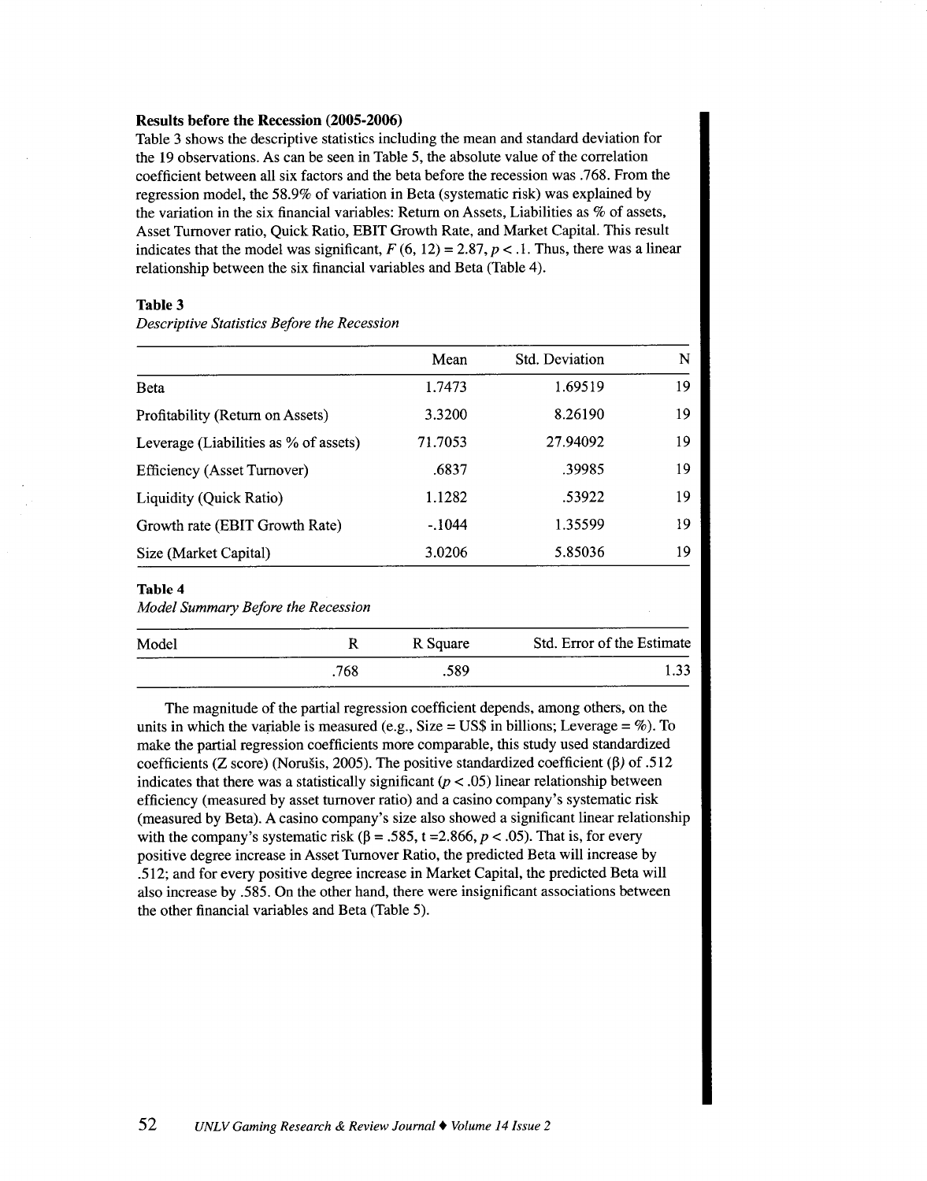**Results before the Recession (2005-2006)**

Table 3 shows the descriptive statistics including the mean and standard deviation for the 19 observations. As can be seen in Table 5, the absolute value of the correlation coefficient between all six factors and the beta before the recession was .768. From the regression model, the 58.9% of variation in Beta (systematic risk) was explained by the variation in the six financial variables: Return on Assets, Liabilities as % of assets, Asset Turnover ratio, Quick Ratio, EBIT Growth Rate, and Market Capital. This result indicates that the model was significant, $F(6, 12) = 2.87$, $p < .1$. Thus, there was a linear relationship between the six financial variables and Beta (Table 4).

**Table 3**

*Descriptive Statistics Before the Recession*

| | Mean | Std. Deviation | N |
|---|---|---|---|
| Beta | 1.7473 | 1.69519 | 19 |
| Profitability (Return on Assets) | 3.3200 | 8.26190 | 19 |
| Leverage (Liabilities as % of assets) | 71.7053 | 27.94092 | 19 |
| Efficiency (Asset Turnover) | .6837 | .39985 | 19 |
| Liquidity (Quick Ratio) | 1.1282 | .53922 | 19 |
| Growth rate (EBIT Growth Rate) | -.1044 | 1.35599 | 19 |
| Size (Market Capital) | 3.0206 | 5.85036 | 19 |

**Table 4**

*Model Summary Before the Recession*

| Model | R | R Square | Std. Error of the Estimate |
|---|---|---|---|
| | .768 | .589 | 1.33 |

The magnitude of the partial regression coefficient depends, among others, on the units in which the variable is measured (e.g., Size = US$ in billions; Leverage = %). To make the partial regression coefficients more comparable, this study used standardized coefficients (Z score) (Norušis, 2005). The positive standardized coefficient ($\beta$) of .512 indicates that there was a statistically significant ($p < .05$) linear relationship between efficiency (measured by asset turnover ratio) and a casino company's systematic risk (measured by Beta). A casino company's size also showed a significant linear relationship with the company's systematic risk ($\beta = .585$, $t = 2.866$, $p < .05$). That is, for every positive degree increase in Asset Turnover Ratio, the predicted Beta will increase by .512; and for every positive degree increase in Market Capital, the predicted Beta will also increase by .585. On the other hand, there were insignificant associations between the other financial variables and Beta (Table 5).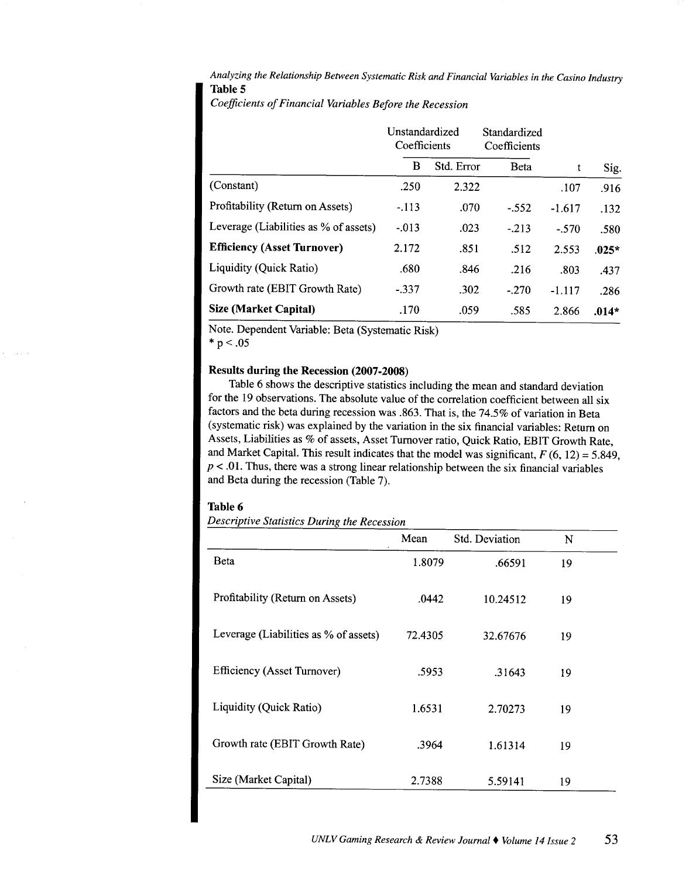**Table 5**

*Coefficients of Financial Variables Before the Recession*

| | Unstandardized Coefficients | | Standardized Coefficients | | |
|---|---|---|---|---|---|
| | B | Std. Error | Beta | t | Sig. |
| (Constant) | .250 | 2.322 | | .107 | .916 |
| Profitability (Return on Assets) | -.113 | .070 | -.552 | -1.617 | .132 |
| Leverage (Liabilities as % of assets) | -.013 | .023 | -.213 | -.570 | .580 |
| **Efficiency (Asset Turnover)** | 2.172 | .851 | .512 | 2.553 | **.025*** |
| Liquidity (Quick Ratio) | .680 | .846 | .216 | .803 | .437 |
| Growth rate (EBIT Growth Rate) | -.337 | .302 | -.270 | -1.117 | .286 |
| **Size (Market Capital)** | .170 | .059 | .585 | 2.866 | **.014*** |

Note. Dependent Variable: Beta (Systematic Risk)
* $p < .05$

**Results during the Recession (2007-2008)**

Table 6 shows the descriptive statistics including the mean and standard deviation for the 19 observations. The absolute value of the correlation coefficient between all six factors and the beta during recession was .863. That is, the 74.5% of variation in Beta (systematic risk) was explained by the variation in the six financial variables: Return on Assets, Liabilities as % of assets, Asset Turnover ratio, Quick Ratio, EBIT Growth Rate, and Market Capital. This result indicates that the model was significant, $F(6, 12) = 5.849$, $p < .01$. Thus, there was a strong linear relationship between the six financial variables and Beta during the recession (Table 7).

**Table 6**

*Descriptive Statistics During the Recession*

| | Mean | Std. Deviation | N |
|---|---|---|---|
| Beta | 1.8079 | .66591 | 19 |
| Profitability (Return on Assets) | .0442 | 10.24512 | 19 |
| Leverage (Liabilities as % of assets) | 72.4305 | 32.67676 | 19 |
| Efficiency (Asset Turnover) | .5953 | .31643 | 19 |
| Liquidity (Quick Ratio) | 1.6531 | 2.70273 | 19 |
| Growth rate (EBIT Growth Rate) | .3964 | 1.61314 | 19 |
| Size (Market Capital) | 2.7388 | 5.59141 | 19 |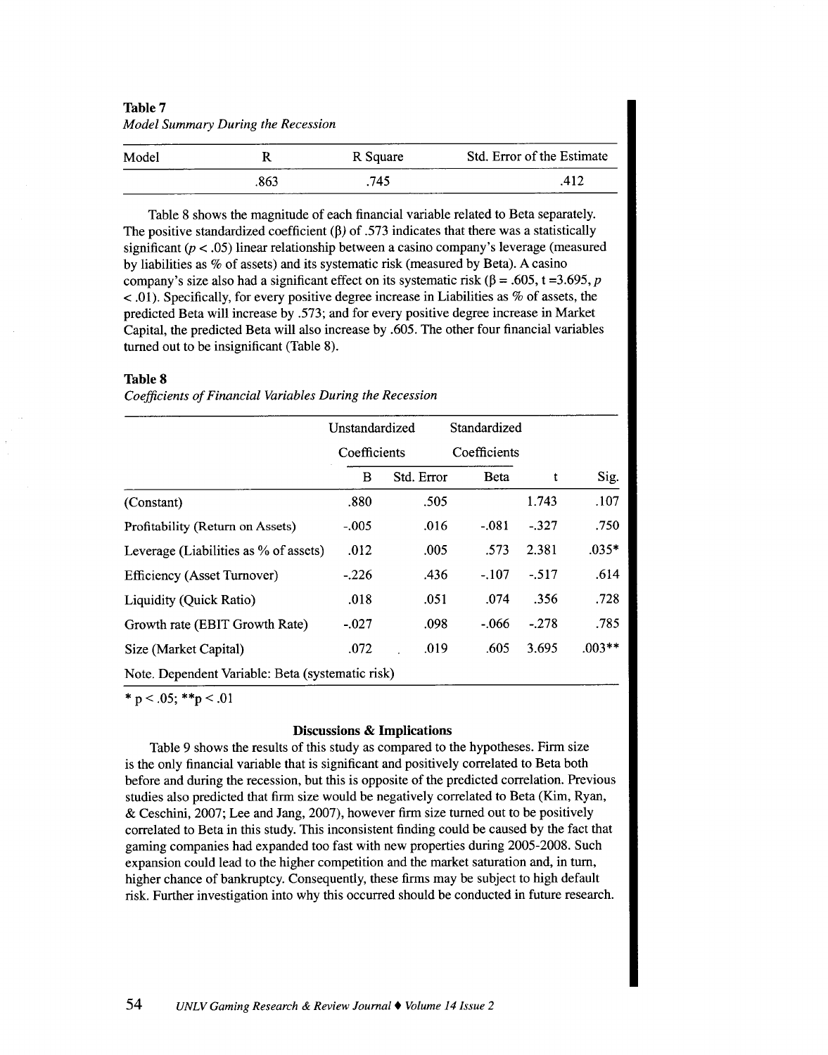**Table 7**

*Model Summary During the Recession*

| Model | R | R Square | Std. Error of the Estimate |
|---|---|---|---|
| | .863 | .745 | .412 |

Table 8 shows the magnitude of each financial variable related to Beta separately. The positive standardized coefficient (β) of .573 indicates that there was a statistically significant ($p < .05$) linear relationship between a casino company's leverage (measured by liabilities as % of assets) and its systematic risk (measured by Beta). A casino company's size also had a significant effect on its systematic risk (β = .605, t =3.695, $p < .01$). Specifically, for every positive degree increase in Liabilities as % of assets, the predicted Beta will increase by .573; and for every positive degree increase in Market Capital, the predicted Beta will also increase by .605. The other four financial variables turned out to be insignificant (Table 8).

**Table 8**

*Coefficients of Financial Variables During the Recession*

| | Unstandardized Coefficients | | Standardized Coefficients | | |
|---|---|---|---|---|---|
| | B | Std. Error | Beta | t | Sig. |
| (Constant) | .880 | .505 | | 1.743 | .107 |
| Profitability (Return on Assets) | -.005 | .016 | -.081 | -.327 | .750 |
| Leverage (Liabilities as % of assets) | .012 | .005 | .573 | 2.381 | .035* |
| Efficiency (Asset Turnover) | -.226 | .436 | -.107 | -.517 | .614 |
| Liquidity (Quick Ratio) | .018 | .051 | .074 | .356 | .728 |
| Growth rate (EBIT Growth Rate) | -.027 | .098 | -.066 | -.278 | .785 |
| Size (Market Capital) | .072 | .019 | .605 | 3.695 | .003** |

Note. Dependent Variable: Beta (systematic risk)

* p < .05; **p < .01

### Discussions & Implications

Table 9 shows the results of this study as compared to the hypotheses. Firm size is the only financial variable that is significant and positively correlated to Beta both before and during the recession, but this is opposite of the predicted correlation. Previous studies also predicted that firm size would be negatively correlated to Beta (Kim, Ryan, & Ceschini, 2007; Lee and Jang, 2007), however firm size turned out to be positively correlated to Beta in this study. This inconsistent finding could be caused by the fact that gaming companies had expanded too fast with new properties during 2005-2008. Such expansion could lead to the higher competition and the market saturation and, in turn, higher chance of bankruptcy. Consequently, these firms may be subject to high default risk. Further investigation into why this occurred should be conducted in future research.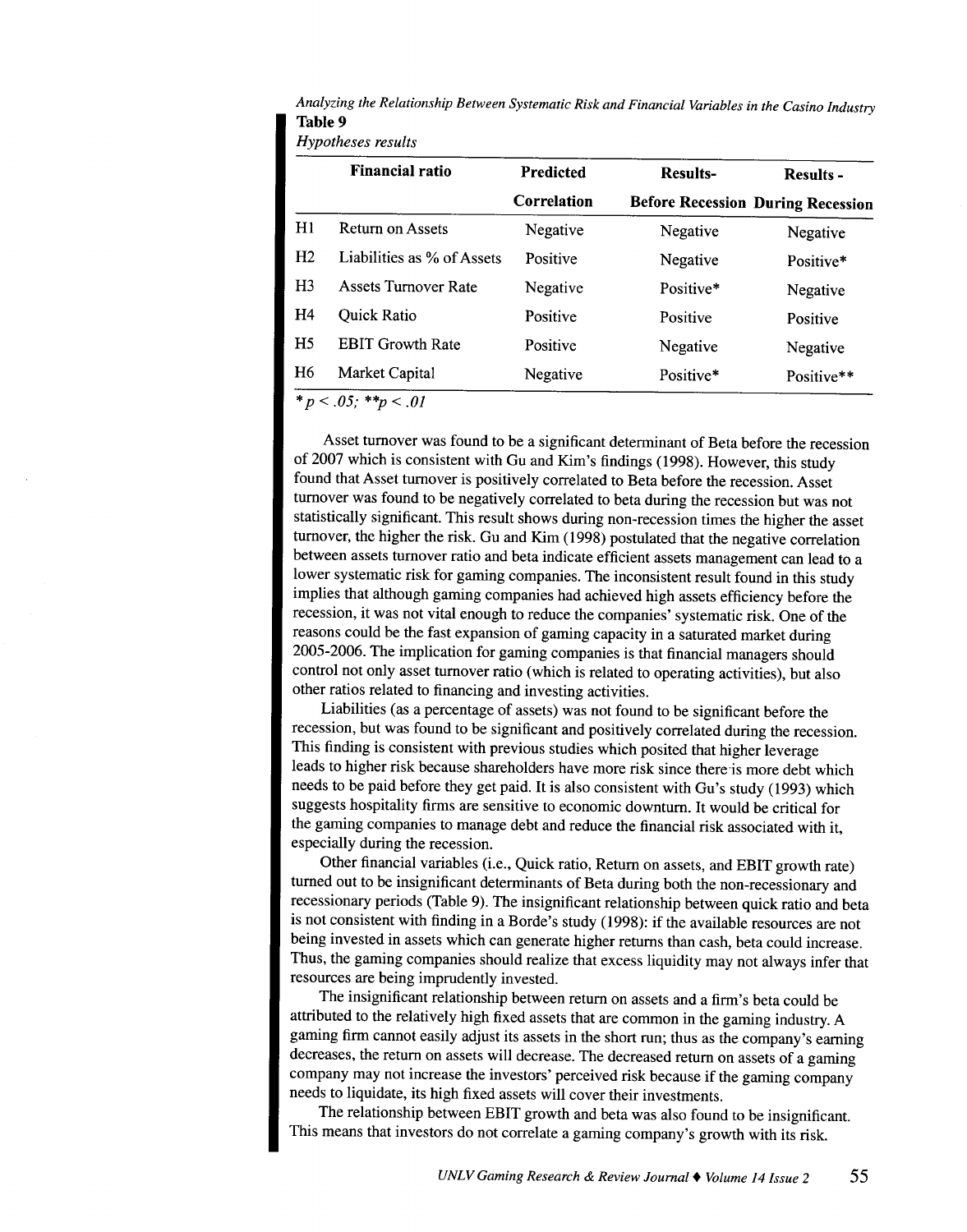**Table 9**

*Hypotheses results*

| | Financial ratio | Predicted Correlation | Results- Before Recession | Results - During Recession |
|---|---|---|---|---|
| H1 | Return on Assets | Negative | Negative | Negative |
| H2 | Liabilities as % of Assets | Positive | Negative | Positive* |
| H3 | Assets Turnover Rate | Negative | Positive* | Negative |
| H4 | Quick Ratio | Positive | Positive | Positive |
| H5 | EBIT Growth Rate | Positive | Negative | Negative |
| H6 | Market Capital | Negative | Positive* | Positive** |

*$p < .05$; **$p < .01$

Asset turnover was found to be a significant determinant of Beta before the recession of 2007 which is consistent with Gu and Kim's findings (1998). However, this study found that Asset turnover is positively correlated to Beta before the recession. Asset turnover was found to be negatively correlated to beta during the recession but was not statistically significant. This result shows during non-recession times the higher the asset turnover, the higher the risk. Gu and Kim (1998) postulated that the negative correlation between assets turnover ratio and beta indicate efficient assets management can lead to a lower systematic risk for gaming companies. The inconsistent result found in this study implies that although gaming companies had achieved high assets efficiency before the recession, it was not vital enough to reduce the companies' systematic risk. One of the reasons could be the fast expansion of gaming capacity in a saturated market during 2005-2006. The implication for gaming companies is that financial managers should control not only asset turnover ratio (which is related to operating activities), but also other ratios related to financing and investing activities.

Liabilities (as a percentage of assets) was not found to be significant before the recession, but was found to be significant and positively correlated during the recession. This finding is consistent with previous studies which posited that higher leverage leads to higher risk because shareholders have more risk since there is more debt which needs to be paid before they get paid. It is also consistent with Gu's study (1993) which suggests hospitality firms are sensitive to economic downturn. It would be critical for the gaming companies to manage debt and reduce the financial risk associated with it, especially during the recession.

Other financial variables (i.e., Quick ratio, Return on assets, and EBIT growth rate) turned out to be insignificant determinants of Beta during both the non-recessionary and recessionary periods (Table 9). The insignificant relationship between quick ratio and beta is not consistent with finding in a Borde's study (1998): if the available resources are not being invested in assets which can generate higher returns than cash, beta could increase. Thus, the gaming companies should realize that excess liquidity may not always infer that resources are being imprudently invested.

The insignificant relationship between return on assets and a firm's beta could be attributed to the relatively high fixed assets that are common in the gaming industry. A gaming firm cannot easily adjust its assets in the short run; thus as the company's earning decreases, the return on assets will decrease. The decreased return on assets of a gaming company may not increase the investors' perceived risk because if the gaming company needs to liquidate, its high fixed assets will cover their investments.

The relationship between EBIT growth and beta was also found to be insignificant. This means that investors do not correlate a gaming company's growth with its risk.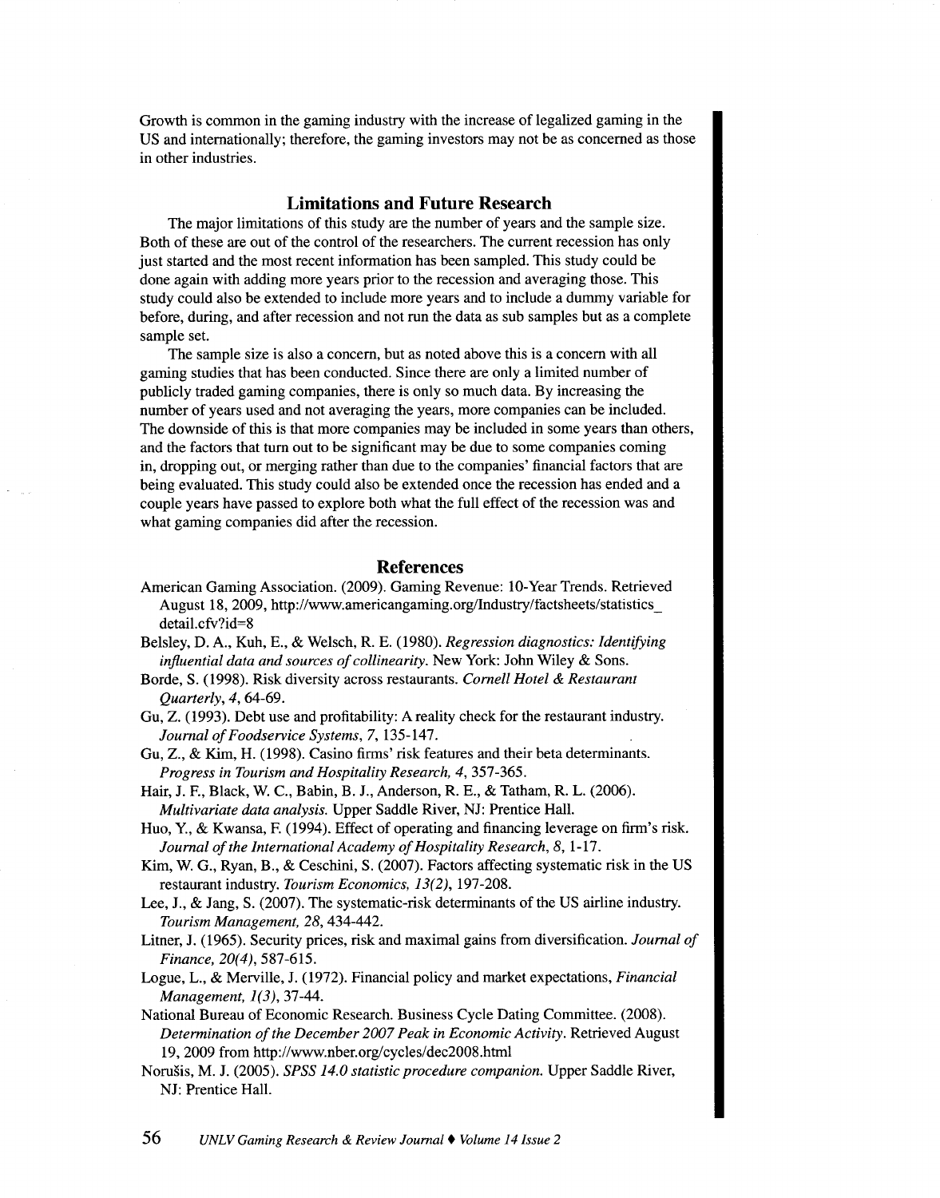Growth is common in the gaming industry with the increase of legalized gaming in the US and internationally; therefore, the gaming investors may not be as concerned as those in other industries.

## Limitations and Future Research

The major limitations of this study are the number of years and the sample size. Both of these are out of the control of the researchers. The current recession has only just started and the most recent information has been sampled. This study could be done again with adding more years prior to the recession and averaging those. This study could also be extended to include more years and to include a dummy variable for before, during, and after recession and not run the data as sub samples but as a complete sample set.

The sample size is also a concern, but as noted above this is a concern with all gaming studies that has been conducted. Since there are only a limited number of publicly traded gaming companies, there is only so much data. By increasing the number of years used and not averaging the years, more companies can be included. The downside of this is that more companies may be included in some years than others, and the factors that turn out to be significant may be due to some companies coming in, dropping out, or merging rather than due to the companies' financial factors that are being evaluated. This study could also be extended once the recession has ended and a couple years have passed to explore both what the full effect of the recession was and what gaming companies did after the recession.

## References

American Gaming Association. (2009). Gaming Revenue: 10-Year Trends. Retrieved August 18, 2009, http://www.americangaming.org/Industry/factsheets/statistics_detail.cfv?id=8

Belsley, D. A., Kuh, E., & Welsch, R. E. (1980). *Regression diagnostics: Identifying influential data and sources of collinearity*. New York: John Wiley & Sons.

Borde, S. (1998). Risk diversity across restaurants. *Cornell Hotel & Restaurant Quarterly, 4*, 64-69.

Gu, Z. (1993). Debt use and profitability: A reality check for the restaurant industry. *Journal of Foodservice Systems, 7*, 135-147.

Gu, Z., & Kim, H. (1998). Casino firms' risk features and their beta determinants. *Progress in Tourism and Hospitality Research, 4*, 357-365.

Hair, J. F., Black, W. C., Babin, B. J., Anderson, R. E., & Tatham, R. L. (2006). *Multivariate data analysis*. Upper Saddle River, NJ: Prentice Hall.

Huo, Y., & Kwansa, F. (1994). Effect of operating and financing leverage on firm's risk. *Journal of the International Academy of Hospitality Research, 8*, 1-17.

Kim, W. G., Ryan, B., & Ceschini, S. (2007). Factors affecting systematic risk in the US restaurant industry. *Tourism Economics, 13(2)*, 197-208.

Lee, J., & Jang, S. (2007). The systematic-risk determinants of the US airline industry. *Tourism Management, 28*, 434-442.

Litner, J. (1965). Security prices, risk and maximal gains from diversification. *Journal of Finance, 20(4)*, 587-615.

Logue, L., & Merville, J. (1972). Financial policy and market expectations, *Financial Management, 1(3)*, 37-44.

National Bureau of Economic Research. Business Cycle Dating Committee. (2008). *Determination of the December 2007 Peak in Economic Activity*. Retrieved August 19, 2009 from http://www.nber.org/cycles/dec2008.html

Norušis, M. J. (2005). *SPSS 14.0 statistic procedure companion*. Upper Saddle River, NJ: Prentice Hall.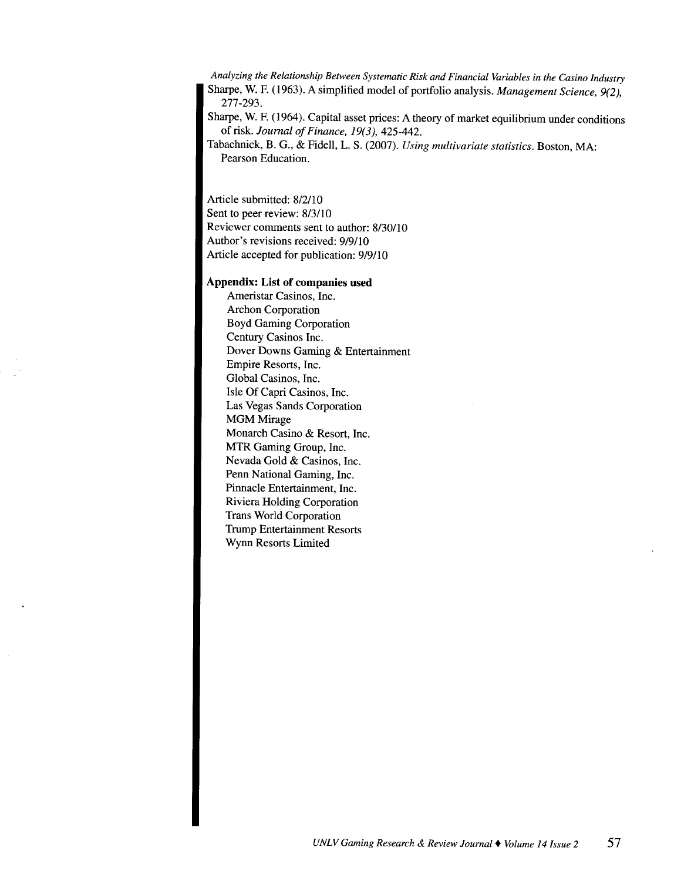Sharpe, W. F. (1963). A simplified model of portfolio analysis. *Management Science, 9(2),* 277-293.

Sharpe, W. F. (1964). Capital asset prices: A theory of market equilibrium under conditions of risk. *Journal of Finance, 19(3),* 425-442.

Tabachnick, B. G., & Fidell, L. S. (2007). *Using multivariate statistics.* Boston, MA: Pearson Education.

Article submitted: 8/2/10
Sent to peer review: 8/3/10
Reviewer comments sent to author: 8/30/10
Author's revisions received: 9/9/10
Article accepted for publication: 9/9/10

**Appendix: List of companies used**

Ameristar Casinos, Inc.
Archon Corporation
Boyd Gaming Corporation
Century Casinos Inc.
Dover Downs Gaming & Entertainment
Empire Resorts, Inc.
Global Casinos, Inc.
Isle Of Capri Casinos, Inc.
Las Vegas Sands Corporation
MGM Mirage
Monarch Casino & Resort, Inc.
MTR Gaming Group, Inc.
Nevada Gold & Casinos, Inc.
Penn National Gaming, Inc.
Pinnacle Entertainment, Inc.
Riviera Holding Corporation
Trans World Corporation
Trump Entertainment Resorts
Wynn Resorts Limited